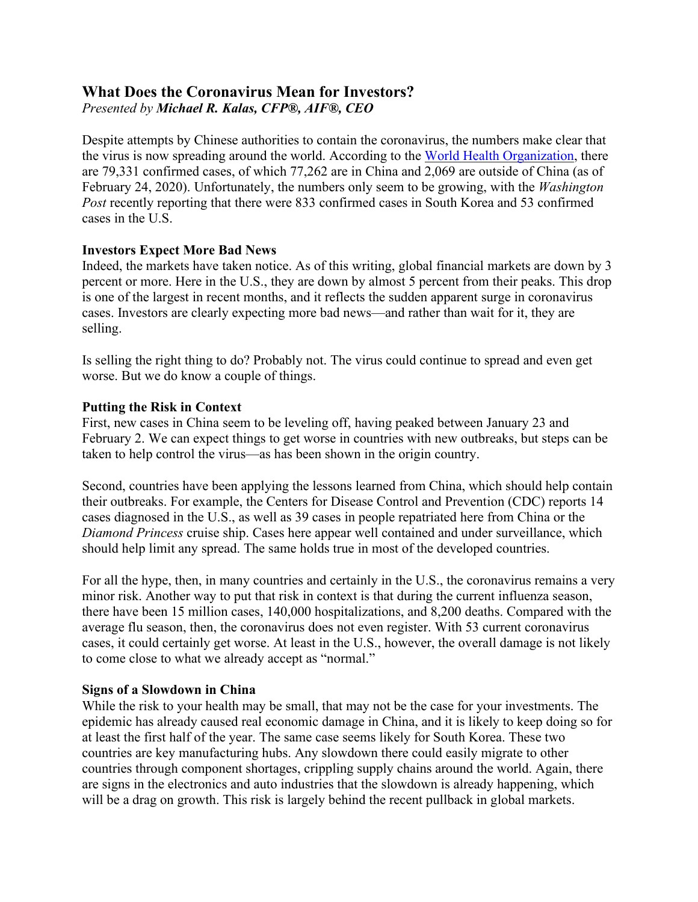# What Does the Coronavirus Mean for Investors?

*Presented by* ***Michael R. Kalas, CFP®, AIF®, CEO***

Despite attempts by Chinese authorities to contain the coronavirus, the numbers make clear that the virus is now spreading around the world. According to the World Health Organization, there are 79,331 confirmed cases, of which 77,262 are in China and 2,069 are outside of China (as of February 24, 2020). Unfortunately, the numbers only seem to be growing, with the *Washington Post* recently reporting that there were 833 confirmed cases in South Korea and 53 confirmed cases in the U.S.

## Investors Expect More Bad News

Indeed, the markets have taken notice. As of this writing, global financial markets are down by 3 percent or more. Here in the U.S., they are down by almost 5 percent from their peaks. This drop is one of the largest in recent months, and it reflects the sudden apparent surge in coronavirus cases. Investors are clearly expecting more bad news—and rather than wait for it, they are selling.

Is selling the right thing to do? Probably not. The virus could continue to spread and even get worse. But we do know a couple of things.

## Putting the Risk in Context

First, new cases in China seem to be leveling off, having peaked between January 23 and February 2. We can expect things to get worse in countries with new outbreaks, but steps can be taken to help control the virus—as has been shown in the origin country.

Second, countries have been applying the lessons learned from China, which should help contain their outbreaks. For example, the Centers for Disease Control and Prevention (CDC) reports 14 cases diagnosed in the U.S., as well as 39 cases in people repatriated here from China or the *Diamond Princess* cruise ship. Cases here appear well contained and under surveillance, which should help limit any spread. The same holds true in most of the developed countries.

For all the hype, then, in many countries and certainly in the U.S., the coronavirus remains a very minor risk. Another way to put that risk in context is that during the current influenza season, there have been 15 million cases, 140,000 hospitalizations, and 8,200 deaths. Compared with the average flu season, then, the coronavirus does not even register. With 53 current coronavirus cases, it could certainly get worse. At least in the U.S., however, the overall damage is not likely to come close to what we already accept as "normal."

## Signs of a Slowdown in China

While the risk to your health may be small, that may not be the case for your investments. The epidemic has already caused real economic damage in China, and it is likely to keep doing so for at least the first half of the year. The same case seems likely for South Korea. These two countries are key manufacturing hubs. Any slowdown there could easily migrate to other countries through component shortages, crippling supply chains around the world. Again, there are signs in the electronics and auto industries that the slowdown is already happening, which will be a drag on growth. This risk is largely behind the recent pullback in global markets.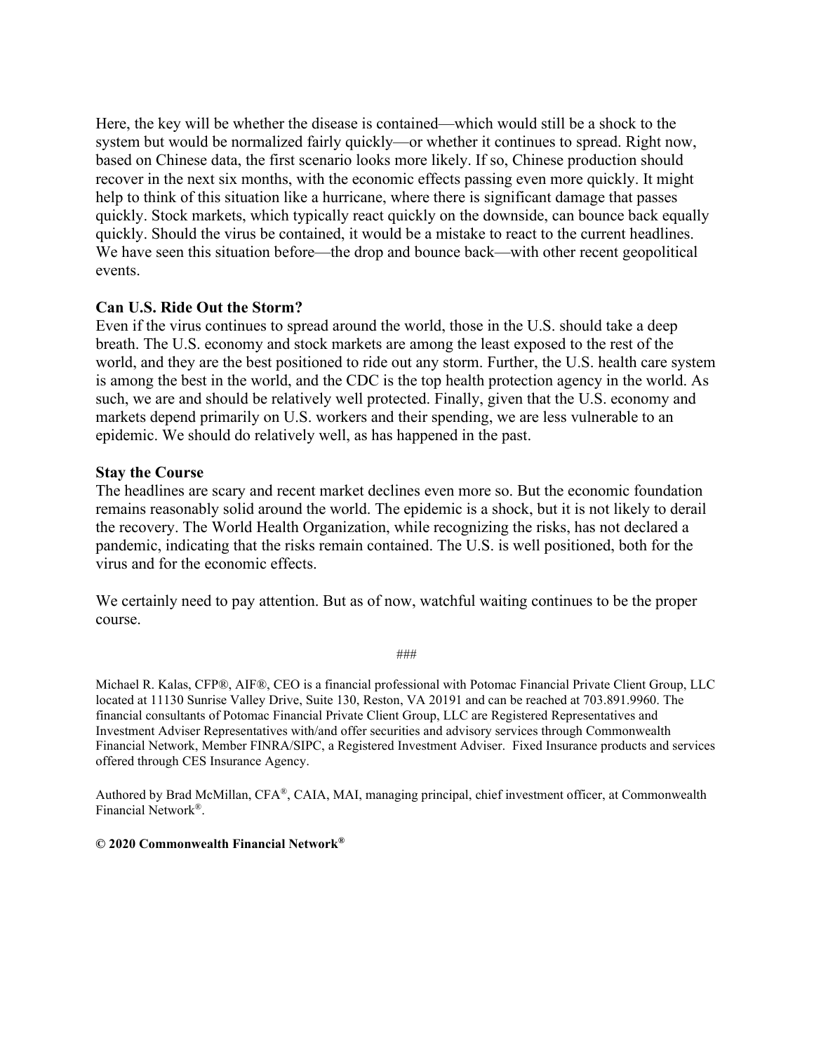Here, the key will be whether the disease is contained—which would still be a shock to the system but would be normalized fairly quickly—or whether it continues to spread. Right now, based on Chinese data, the first scenario looks more likely. If so, Chinese production should recover in the next six months, with the economic effects passing even more quickly. It might help to think of this situation like a hurricane, where there is significant damage that passes quickly. Stock markets, which typically react quickly on the downside, can bounce back equally quickly. Should the virus be contained, it would be a mistake to react to the current headlines. We have seen this situation before—the drop and bounce back—with other recent geopolitical events.

**Can U.S. Ride Out the Storm?**

Even if the virus continues to spread around the world, those in the U.S. should take a deep breath. The U.S. economy and stock markets are among the least exposed to the rest of the world, and they are the best positioned to ride out any storm. Further, the U.S. health care system is among the best in the world, and the CDC is the top health protection agency in the world. As such, we are and should be relatively well protected. Finally, given that the U.S. economy and markets depend primarily on U.S. workers and their spending, we are less vulnerable to an epidemic. We should do relatively well, as has happened in the past.

**Stay the Course**

The headlines are scary and recent market declines even more so. But the economic foundation remains reasonably solid around the world. The epidemic is a shock, but it is not likely to derail the recovery. The World Health Organization, while recognizing the risks, has not declared a pandemic, indicating that the risks remain contained. The U.S. is well positioned, both for the virus and for the economic effects.

We certainly need to pay attention. But as of now, watchful waiting continues to be the proper course.

###

Michael R. Kalas, CFP®, AIF®, CEO is a financial professional with Potomac Financial Private Client Group, LLC located at 11130 Sunrise Valley Drive, Suite 130, Reston, VA 20191 and can be reached at 703.891.9960. The financial consultants of Potomac Financial Private Client Group, LLC are Registered Representatives and Investment Adviser Representatives with/and offer securities and advisory services through Commonwealth Financial Network, Member FINRA/SIPC, a Registered Investment Adviser. Fixed Insurance products and services offered through CES Insurance Agency.

Authored by Brad McMillan, CFA®, CAIA, MAI, managing principal, chief investment officer, at Commonwealth Financial Network®.

**© 2020 Commonwealth Financial Network®**